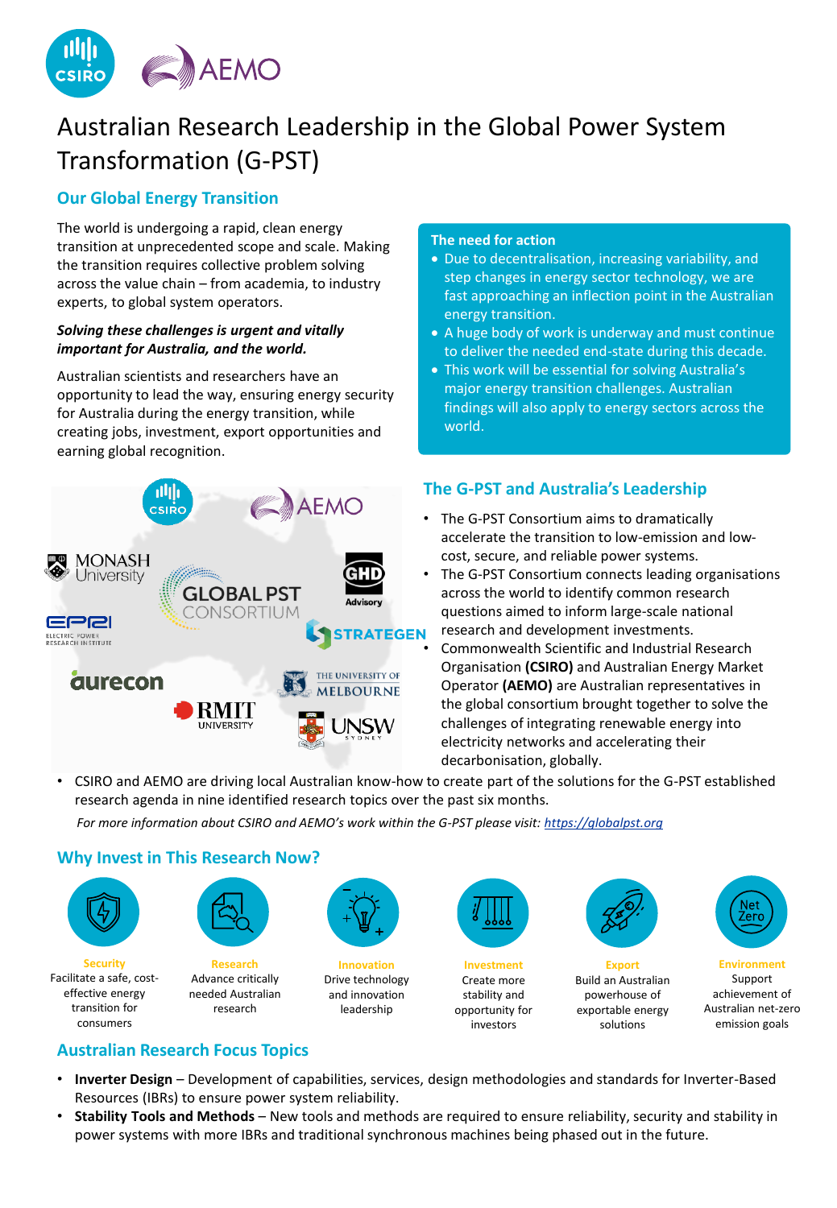# Australian Research Leadership in the Global Power System Transformation (G-PST)

## Our Global Energy Transition

The world is undergoing a rapid, clean energy transition at unprecedented scope and scale. Making the transition requires collective problem solving across the value chain – from academia, to industry experts, to global system operators.

***Solving these challenges is urgent and vitally important for Australia, and the world.***

Australian scientists and researchers have an opportunity to lead the way, ensuring energy security for Australia during the energy transition, while creating jobs, investment, export opportunities and earning global recognition.

**The need for action**

- Due to decentralisation, increasing variability, and step changes in energy sector technology, we are fast approaching an inflection point in the Australian energy transition.
- A huge body of work is underway and must continue to deliver the needed end-state during this decade.
- This work will be essential for solving Australia's major energy transition challenges. Australian findings will also apply to energy sectors across the world.

## The G-PST and Australia's Leadership

- The G-PST Consortium aims to dramatically accelerate the transition to low-emission and low-cost, secure, and reliable power systems.
- The G-PST Consortium connects leading organisations across the world to identify common research questions aimed to inform large-scale national research and development investments.
- Commonwealth Scientific and Industrial Research Organisation **(CSIRO)** and Australian Energy Market Operator **(AEMO)** are Australian representatives in the global consortium brought together to solve the challenges of integrating renewable energy into electricity networks and accelerating their decarbonisation, globally.
- CSIRO and AEMO are driving local Australian know-how to create part of the solutions for the G-PST established research agenda in nine identified research topics over the past six months.

*For more information about CSIRO and AEMO's work within the G-PST please visit: https://globalpst.org*

## Why Invest in This Research Now?

- **Security** – Facilitate a safe, cost-effective energy transition for consumers
- **Research** – Advance critically needed Australian research
- **Innovation** – Drive technology and innovation leadership
- **Investment** – Create more stability and opportunity for investors
- **Export** – Build an Australian powerhouse of exportable energy solutions
- **Environment** – Support achievement of Australian net-zero emission goals

## Australian Research Focus Topics

- **Inverter Design** – Development of capabilities, services, design methodologies and standards for Inverter-Based Resources (IBRs) to ensure power system reliability.
- **Stability Tools and Methods** – New tools and methods are required to ensure reliability, security and stability in power systems with more IBRs and traditional synchronous machines being phased out in the future.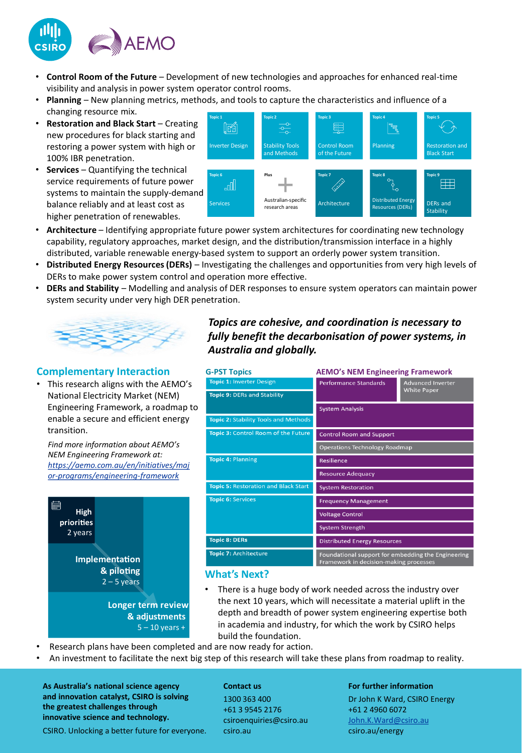- **Control Room of the Future** – Development of new technologies and approaches for enhanced real-time visibility and analysis in power system operator control rooms.
- **Planning** – New planning metrics, methods, and tools to capture the characteristics and influence of a changing resource mix.
- **Restoration and Black Start** – Creating new procedures for black starting and restoring a power system with high or 100% IBR penetration.
- **Services** – Quantifying the technical service requirements of future power systems to maintain the supply-demand balance reliably and at least cost as higher penetration of renewables.

Topic 1 Inverter Design

Topic 2 Stability Tools and Methods

Topic 3 Control Room of the Future

Topic 4 Planning

Topic 5 Restoration and Black Start

Topic 6 Services

Plus Australian-specific research areas

Topic 7 Architecture

Topic 8 Distributed Energy Resources (DERs)

Topic 9 DERs and Stability

- **Architecture** – Identifying appropriate future power system architectures for coordinating new technology capability, regulatory approaches, market design, and the distribution/transmission interface in a highly distributed, variable renewable energy-based system to support an orderly power system transition.
- **Distributed Energy Resources (DERs)** – Investigating the challenges and opportunities from very high levels of DERs to make power system control and operation more effective.
- **DERs and Stability** – Modelling and analysis of DER responses to ensure system operators can maintain power system security under very high DER penetration.

***Topics are cohesive, and coordination is necessary to fully benefit the decarbonisation of power systems, in Australia and globally.***

## Complementary Interaction

- This research aligns with the AEMO's National Electricity Market (NEM) Engineering Framework, a roadmap to enable a secure and efficient energy transition.

*Find more information about AEMO's NEM Engineering Framework at:* *https://aemo.com.au/en/initiatives/major-programs/engineering-framework*

| G-PST Topics | AEMO's NEM Engineering Framework | |
|---|---|---|
| Topic 1: Inverter Design | Performance Standards | Advanced Inverter White Paper |
| Topic 9: DERs and Stability | | |
| Topic 2: Stability Tools and Methods | System Analysis | |
| Topic 3: Control Room of the Future | Control Room and Support | |
| | Operations Technology Roadmap | |
| Topic 4: Planning | Resilience | |
| | Resource Adequacy | |
| Topic 5: Restoration and Black Start | System Restoration | |
| Topic 6: Services | Frequency Management | |
| | Voltage Control | |
| | System Strength | |
| Topic 8: DERs | Distributed Energy Resources | |
| Topic 7: Architecture | Foundational support for embedding the Engineering Framework in decision-making processes | |

**High priorities** 2 years

**Implementation & piloting** 2 – 5 years

**Longer term review & adjustments** 5 – 10 years +

## What's Next?

- There is a huge body of work needed across the industry over the next 10 years, which will necessitate a material uplift in the depth and breadth of power system engineering expertise both in academia and industry, for which the work by CSIRO helps build the foundation.
- Research plans have been completed and are now ready for action.
- An investment to facilitate the next big step of this research will take these plans from roadmap to reality.

**As Australia's national science agency and innovation catalyst, CSIRO is solving the greatest challenges through innovative science and technology.**

CSIRO. Unlocking a better future for everyone.

**Contact us**

1300 363 400
+61 3 9545 2176
csiroenquiries@csiro.au
csiro.au

**For further information**

Dr John K Ward, CSIRO Energy
+61 2 4960 6072
John.K.Ward@csiro.au
csiro.au/energy